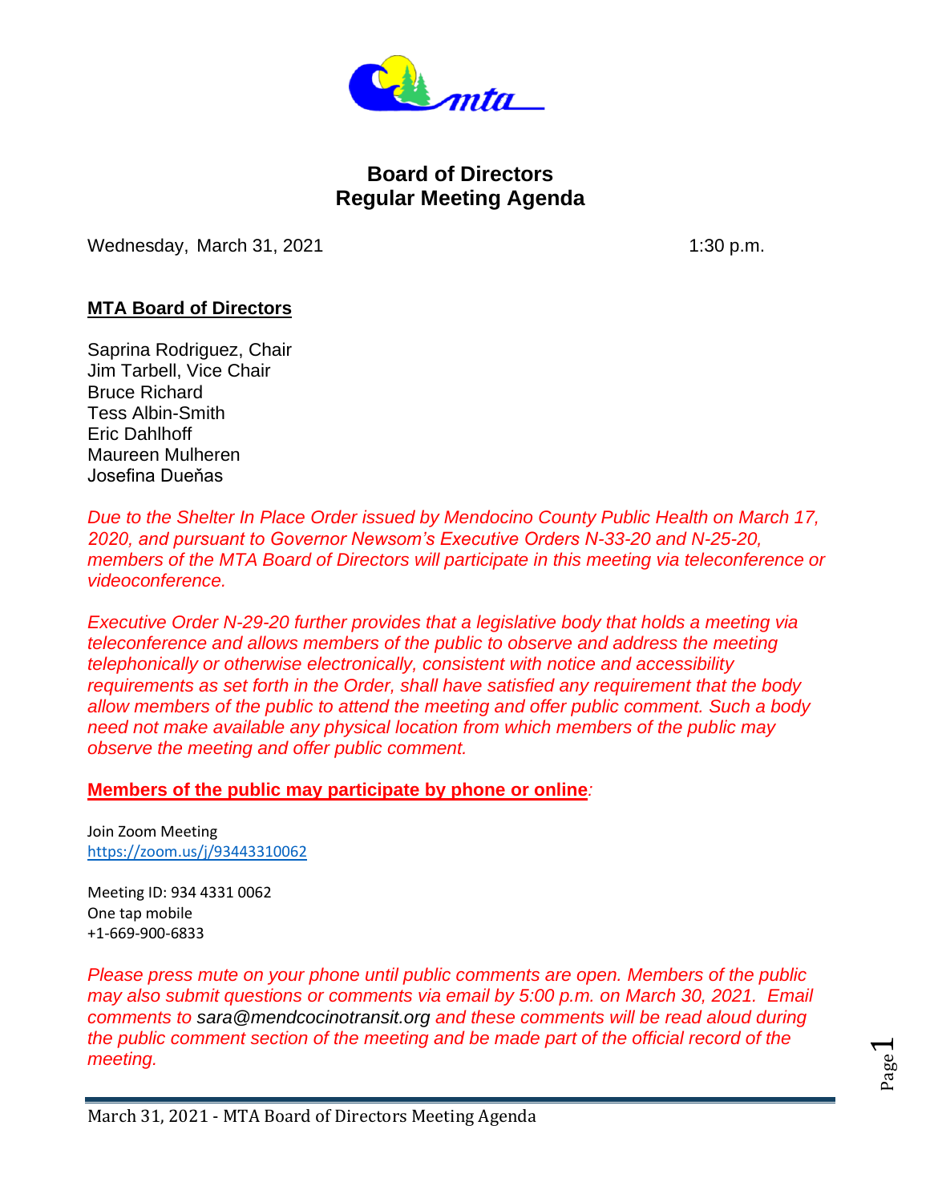# Board of Directors
# Regular Meeting Agenda

Wednesday, March 31, 2021 1:30 p.m.

**MTA Board of Directors**

Saprina Rodriguez, Chair
Jim Tarbell, Vice Chair
Bruce Richard
Tess Albin-Smith
Eric Dahlhoff
Maureen Mulheren
Josefina Dueňas

*Due to the Shelter In Place Order issued by Mendocino County Public Health on March 17, 2020, and pursuant to Governor Newsom's Executive Orders N-33-20 and N-25-20, members of the MTA Board of Directors will participate in this meeting via teleconference or videoconference.*

*Executive Order N-29-20 further provides that a legislative body that holds a meeting via teleconference and allows members of the public to observe and address the meeting telephonically or otherwise electronically, consistent with notice and accessibility requirements as set forth in the Order, shall have satisfied any requirement that the body allow members of the public to attend the meeting and offer public comment. Such a body need not make available any physical location from which members of the public may observe the meeting and offer public comment.*

**Members of the public may participate by phone or online**:

Join Zoom Meeting
https://zoom.us/j/93443310062

Meeting ID: 934 4331 0062
One tap mobile
+1-669-900-6833

*Please press mute on your phone until public comments are open. Members of the public may also submit questions or comments via email by 5:00 p.m. on March 30, 2021. Email comments to sara@mendcocinotransit.org and these comments will be read aloud during the public comment section of the meeting and be made part of the official record of the meeting.*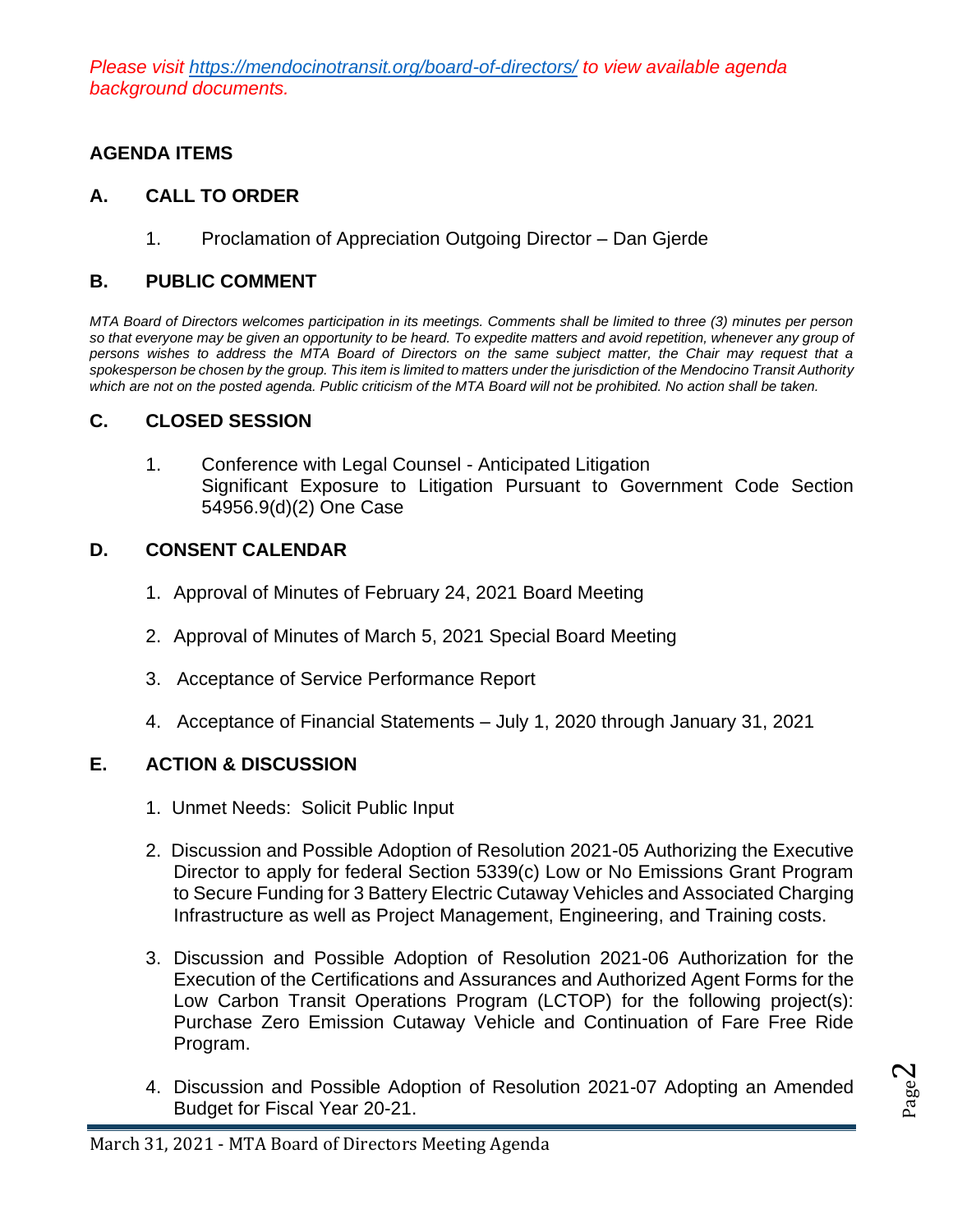*Please visit [https://mendocinotransit.org/board-of-directors/](https://mendocinotransit.org/board-of-directors/) to view available agenda background documents.*

## AGENDA ITEMS

### A. CALL TO ORDER

1. Proclamation of Appreciation Outgoing Director – Dan Gjerde

### B. PUBLIC COMMENT

*MTA Board of Directors welcomes participation in its meetings. Comments shall be limited to three (3) minutes per person so that everyone may be given an opportunity to be heard. To expedite matters and avoid repetition, whenever any group of persons wishes to address the MTA Board of Directors on the same subject matter, the Chair may request that a spokesperson be chosen by the group. This item is limited to matters under the jurisdiction of the Mendocino Transit Authority which are not on the posted agenda. Public criticism of the MTA Board will not be prohibited. No action shall be taken.*

### C. CLOSED SESSION

1. Conference with Legal Counsel - Anticipated Litigation
   Significant Exposure to Litigation Pursuant to Government Code Section 54956.9(d)(2) One Case

### D. CONSENT CALENDAR

1. Approval of Minutes of February 24, 2021 Board Meeting
2. Approval of Minutes of March 5, 2021 Special Board Meeting
3. Acceptance of Service Performance Report
4. Acceptance of Financial Statements – July 1, 2020 through January 31, 2021

### E. ACTION & DISCUSSION

1. Unmet Needs: Solicit Public Input
2. Discussion and Possible Adoption of Resolution 2021-05 Authorizing the Executive Director to apply for federal Section 5339(c) Low or No Emissions Grant Program to Secure Funding for 3 Battery Electric Cutaway Vehicles and Associated Charging Infrastructure as well as Project Management, Engineering, and Training costs.
3. Discussion and Possible Adoption of Resolution 2021-06 Authorization for the Execution of the Certifications and Assurances and Authorized Agent Forms for the Low Carbon Transit Operations Program (LCTOP) for the following project(s): Purchase Zero Emission Cutaway Vehicle and Continuation of Fare Free Ride Program.
4. Discussion and Possible Adoption of Resolution 2021-07 Adopting an Amended Budget for Fiscal Year 20-21.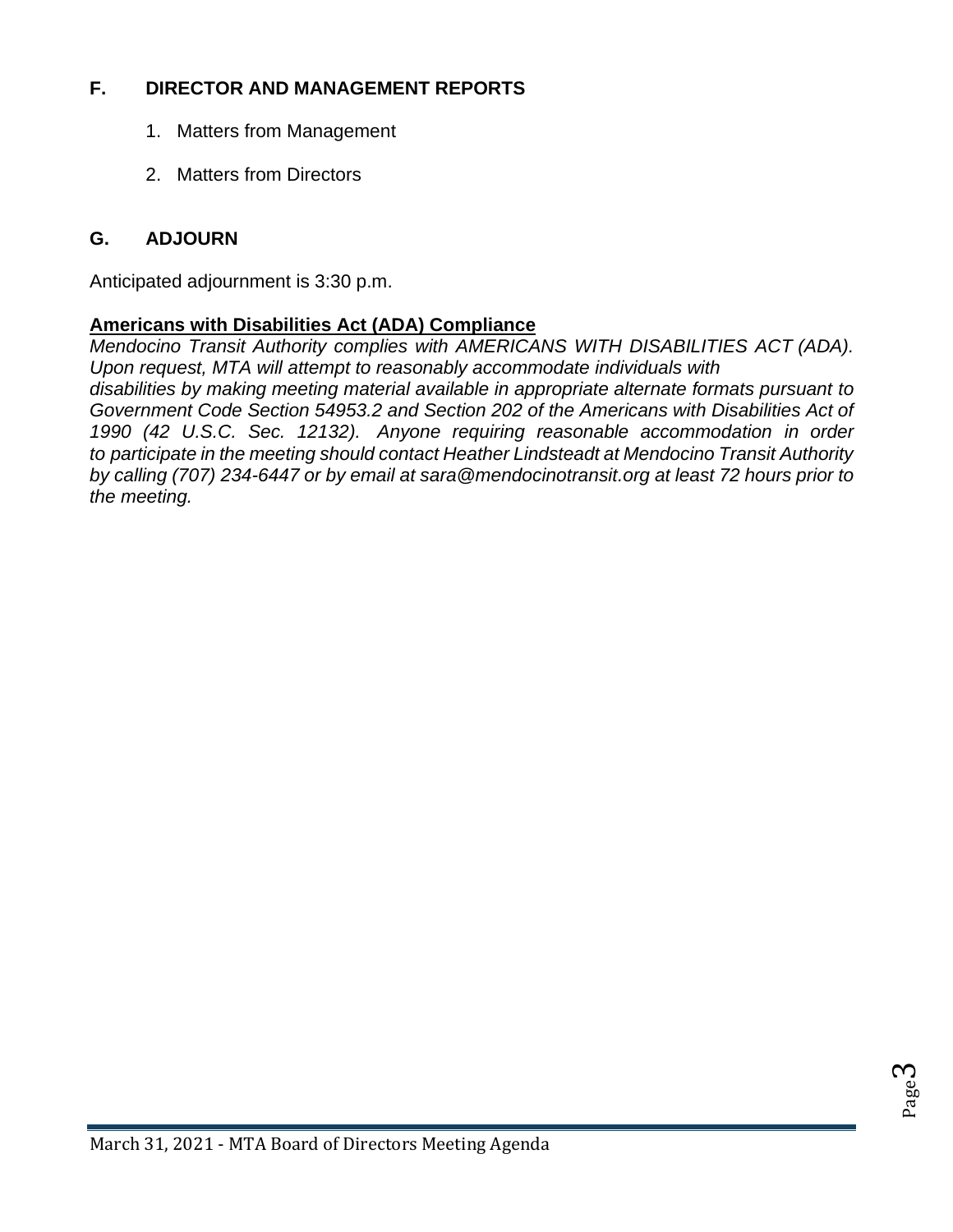## F. DIRECTOR AND MANAGEMENT REPORTS

1. Matters from Management
2. Matters from Directors

## G. ADJOURN

Anticipated adjournment is 3:30 p.m.

**Americans with Disabilities Act (ADA) Compliance**

*Mendocino Transit Authority complies with AMERICANS WITH DISABILITIES ACT (ADA). Upon request, MTA will attempt to reasonably accommodate individuals with disabilities by making meeting material available in appropriate alternate formats pursuant to Government Code Section 54953.2 and Section 202 of the Americans with Disabilities Act of 1990 (42 U.S.C. Sec. 12132). Anyone requiring reasonable accommodation in order to participate in the meeting should contact Heather Lindsteadt at Mendocino Transit Authority by calling (707) 234-6447 or by email at sara@mendocinotransit.org at least 72 hours prior to the meeting.*